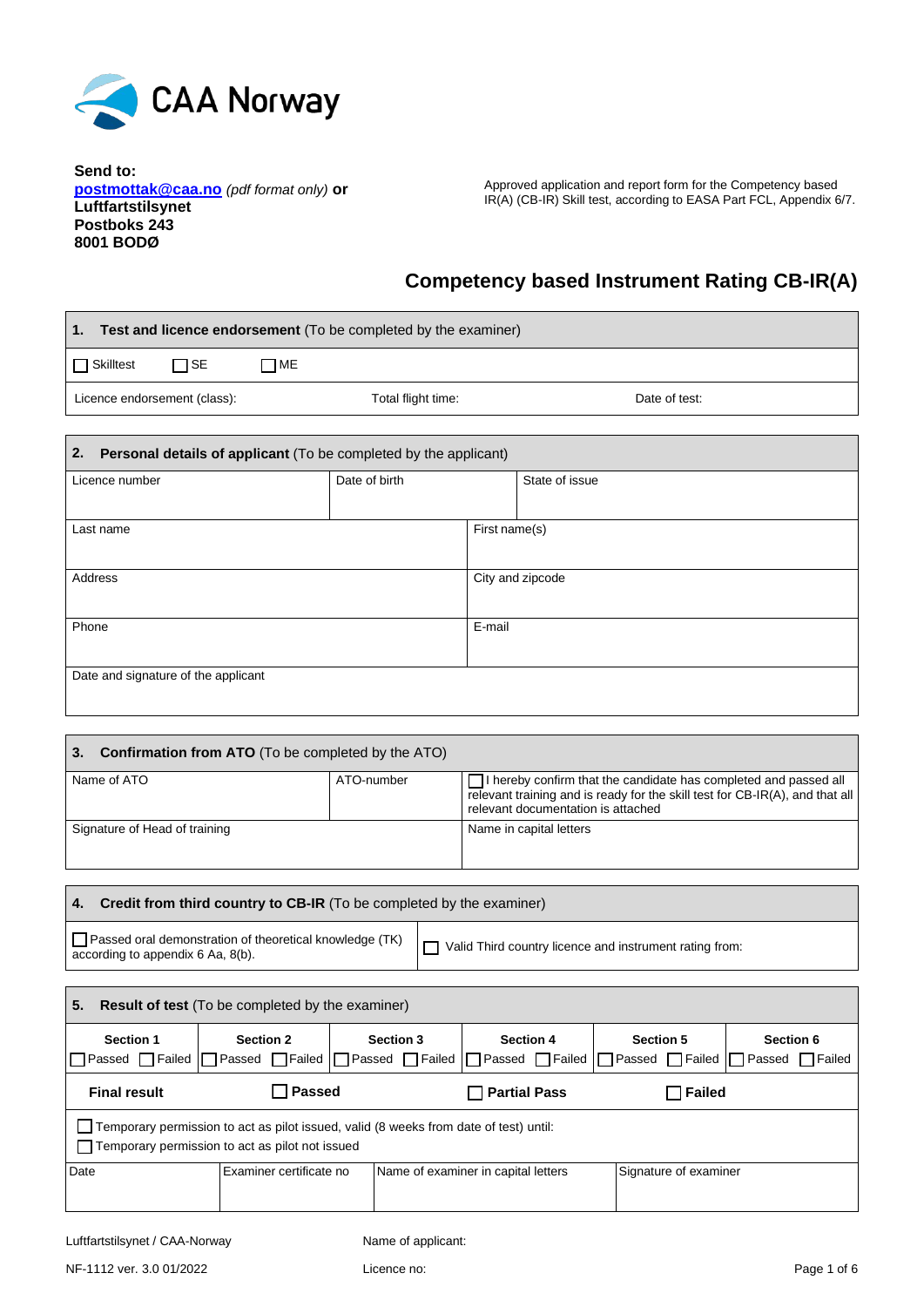CAA Norway

**Send to:**
**postmottak@caa.no** *(pdf format only)* **or**
**Luftfartstilsynet**
**Postboks 243**
**8001 BODØ**

Approved application and report form for the Competency based IR(A) (CB-IR) Skill test, according to EASA Part FCL, Appendix 6/7.

# Competency based Instrument Rating CB-IR(A)

| **1. Test and licence endorsement** (To be completed by the examiner) | | |
|---|---|---|
| ☐ Skilltest ☐ SE ☐ ME | | |
| Licence endorsement (class): | Total flight time: | Date of test: |

| **2. Personal details of applicant** (To be completed by the applicant) | | |
|---|---|---|
| Licence number | Date of birth | State of issue |
| Last name | | First name(s) |
| Address | | City and zipcode |
| Phone | | E-mail |
| Date and signature of the applicant | | |

| **3. Confirmation from ATO** (To be completed by the ATO) | | |
|---|---|---|
| Name of ATO | ATO-number | ☐ I hereby confirm that the candidate has completed and passed all relevant training and is ready for the skill test for CB-IR(A), and that all relevant documentation is attached |
| Signature of Head of training | | Name in capital letters |

| **4. Credit from third country to CB-IR** (To be completed by the examiner) | |
|---|---|
| ☐ Passed oral demonstration of theoretical knowledge (TK) according to appendix 6 Aa, 8(b). | ☐ Valid Third country licence and instrument rating from: |

| **5. Result of test** (To be completed by the examiner) | | | | | |
|---|---|---|---|---|---|
| **Section 1** ☐ Passed ☐ Failed | **Section 2** ☐ Passed ☐ Failed | **Section 3** ☐ Passed ☐ Failed | **Section 4** ☐ Passed ☐ Failed | **Section 5** ☐ Passed ☐ Failed | **Section 6** ☐ Passed ☐ Failed |
| **Final result** | ☐ **Passed** | | ☐ **Partial Pass** | ☐ **Failed** | |
| ☐ Temporary permission to act as pilot issued, valid (8 weeks from date of test) until: ☐ Temporary permission to act as pilot not issued | | | | | |
| Date | Examiner certificate no | Name of examiner in capital letters | | Signature of examiner | |

Luftfartstilsynet / CAA-Norway
NF-1112 ver. 3.0 01/2022

Name of applicant:
Licence no: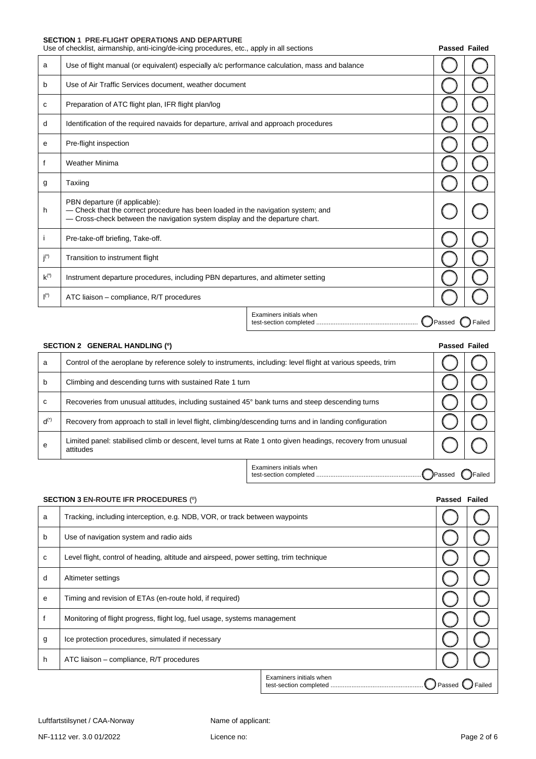### SECTION 1 PRE-FLIGHT OPERATIONS AND DEPARTURE

Use of checklist, airmanship, anti-icing/de-icing procedures, etc., apply in all sections

| | | Passed | Failed |
|---|---|---|---|
| a | Use of flight manual (or equivalent) especially a/c performance calculation, mass and balance | ◯ | ◯ |
| b | Use of Air Traffic Services document, weather document | ◯ | ◯ |
| c | Preparation of ATC flight plan, IFR flight plan/log | ◯ | ◯ |
| d | Identification of the required navaids for departure, arrival and approach procedures | ◯ | ◯ |
| e | Pre-flight inspection | ◯ | ◯ |
| f | Weather Minima | ◯ | ◯ |
| g | Taxiing | ◯ | ◯ |
| h | PBN departure (if applicable):<br>— Check that the correct procedure has been loaded in the navigation system; and<br>— Cross-check between the navigation system display and the departure chart. | ◯ | ◯ |
| i | Pre-take-off briefing, Take-off. | ◯ | ◯ |
| j(°) | Transition to instrument flight | ◯ | ◯ |
| k(°) | Instrument departure procedures, including PBN departures, and altimeter setting | ◯ | ◯ |
| l(°) | ATC liaison – compliance, R/T procedures | ◯ | ◯ |

Examiners initials when test-section completed .......................................................... ◯ Passed ◯ Failed

### SECTION 2 GENERAL HANDLING (º)

| | | Passed | Failed |
|---|---|---|---|
| a | Control of the aeroplane by reference solely to instruments, including: level flight at various speeds, trim | ◯ | ◯ |
| b | Climbing and descending turns with sustained Rate 1 turn | ◯ | ◯ |
| c | Recoveries from unusual attitudes, including sustained 45° bank turns and steep descending turns | ◯ | ◯ |
| d(*) | Recovery from approach to stall in level flight, climbing/descending turns and in landing configuration | ◯ | ◯ |
| e | Limited panel: stabilised climb or descent, level turns at Rate 1 onto given headings, recovery from unusual attitudes | ◯ | ◯ |

Examiners initials when test-section completed ............................................................ ◯ Passed ◯ Failed

### SECTION 3 EN-ROUTE IFR PROCEDURES (º)

| | | Passed | Failed |
|---|---|---|---|
| a | Tracking, including interception, e.g. NDB, VOR, or track between waypoints | ◯ | ◯ |
| b | Use of navigation system and radio aids | ◯ | ◯ |
| c | Level flight, control of heading, altitude and airspeed, power setting, trim technique | ◯ | ◯ |
| d | Altimeter settings | ◯ | ◯ |
| e | Timing and revision of ETAs (en-route hold, if required) | ◯ | ◯ |
| f | Monitoring of flight progress, flight log, fuel usage, systems management | ◯ | ◯ |
| g | Ice protection procedures, simulated if necessary | ◯ | ◯ |
| h | ATC liaison – compliance, R/T procedures | ◯ | ◯ |

Examiners initials when test-section completed .................................................... ◯ Passed ◯ Failed

Luftfartstilsynet / CAA-Norway

NF-1112 ver. 3.0 01/2022

Name of applicant:

Licence no: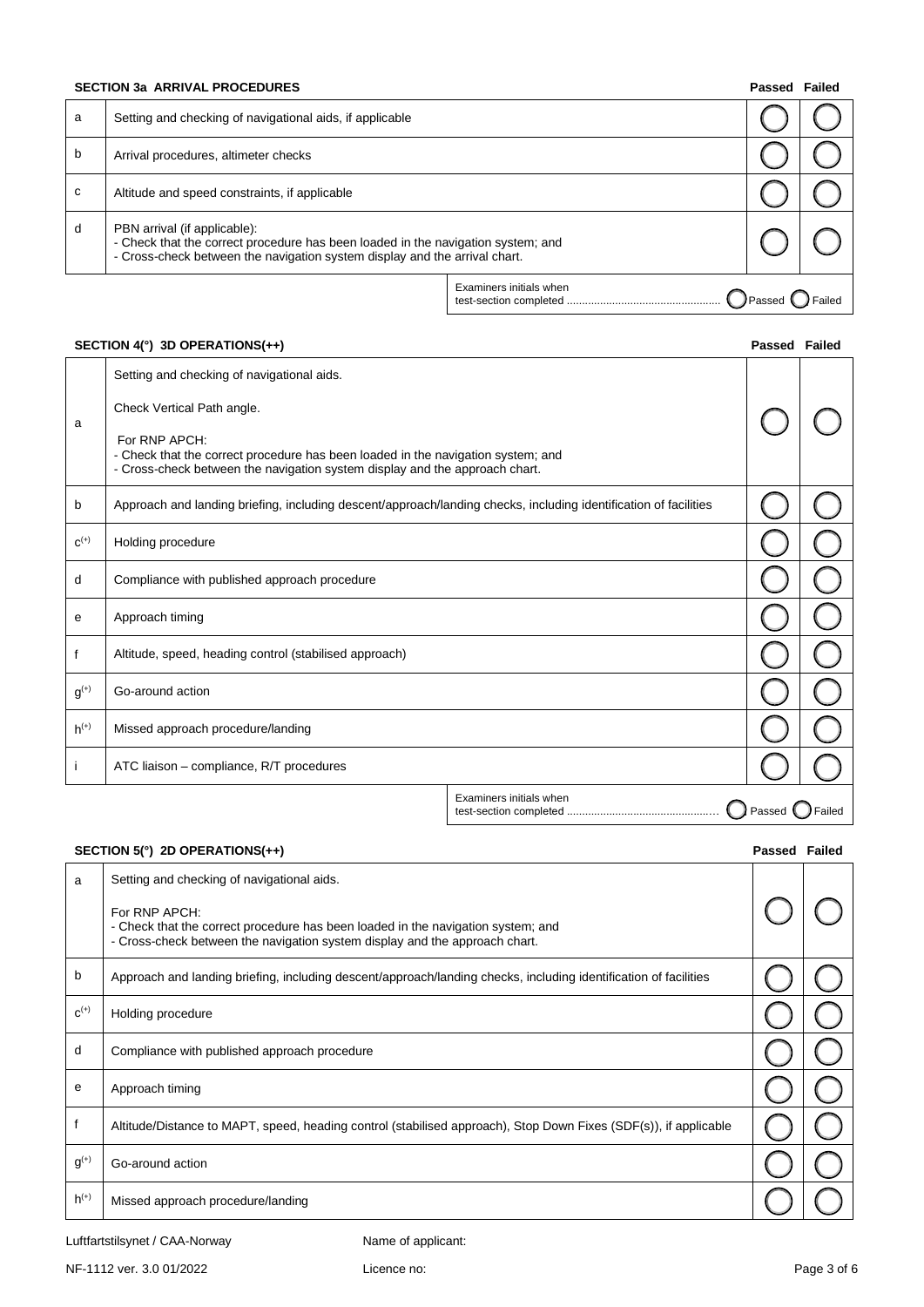### SECTION 3a ARRIVAL PROCEDURES

| | | Passed | Failed |
|---|---|---|---|
| a | Setting and checking of navigational aids, if applicable | ◯ | ◯ |
| b | Arrival procedures, altimeter checks | ◯ | ◯ |
| c | Altitude and speed constraints, if applicable | ◯ | ◯ |
| d | PBN arrival (if applicable):<br>- Check that the correct procedure has been loaded in the navigation system; and<br>- Cross-check between the navigation system display and the arrival chart. | ◯ | ◯ |

Examiners initials when test-section completed .................................................. ◯ Passed ◯ Failed

### SECTION 4(°) 3D OPERATIONS(++)

| | | Passed | Failed |
|---|---|---|---|
| a | Setting and checking of navigational aids.<br><br>Check Vertical Path angle.<br><br>For RNP APCH:<br>- Check that the correct procedure has been loaded in the navigation system; and<br>- Cross-check between the navigation system display and the approach chart. | ◯ | ◯ |
| b | Approach and landing briefing, including descent/approach/landing checks, including identification of facilities | ◯ | ◯ |
| c(+) | Holding procedure | ◯ | ◯ |
| d | Compliance with published approach procedure | ◯ | ◯ |
| e | Approach timing | ◯ | ◯ |
| f | Altitude, speed, heading control (stabilised approach) | ◯ | ◯ |
| g(+) | Go-around action | ◯ | ◯ |
| h(+) | Missed approach procedure/landing | ◯ | ◯ |
| i | ATC liaison – compliance, R/T procedures | ◯ | ◯ |

Examiners initials when test-section completed ................................................. ◯ Passed ◯ Failed

### SECTION 5(°) 2D OPERATIONS(++)

| | | Passed | Failed |
|---|---|---|---|
| a | Setting and checking of navigational aids.<br><br>For RNP APCH:<br>- Check that the correct procedure has been loaded in the navigation system; and<br>- Cross-check between the navigation system display and the approach chart. | ◯ | ◯ |
| b | Approach and landing briefing, including descent/approach/landing checks, including identification of facilities | ◯ | ◯ |
| c(+) | Holding procedure | ◯ | ◯ |
| d | Compliance with published approach procedure | ◯ | ◯ |
| e | Approach timing | ◯ | ◯ |
| f | Altitude/Distance to MAPT, speed, heading control (stabilised approach), Stop Down Fixes (SDF(s)), if applicable | ◯ | ◯ |
| g(+) | Go-around action | ◯ | ◯ |
| h(+) | Missed approach procedure/landing | ◯ | ◯ |

Luftfartstilsynet / CAA-Norway

NF-1112 ver. 3.0 01/2022

Name of applicant:

Licence no: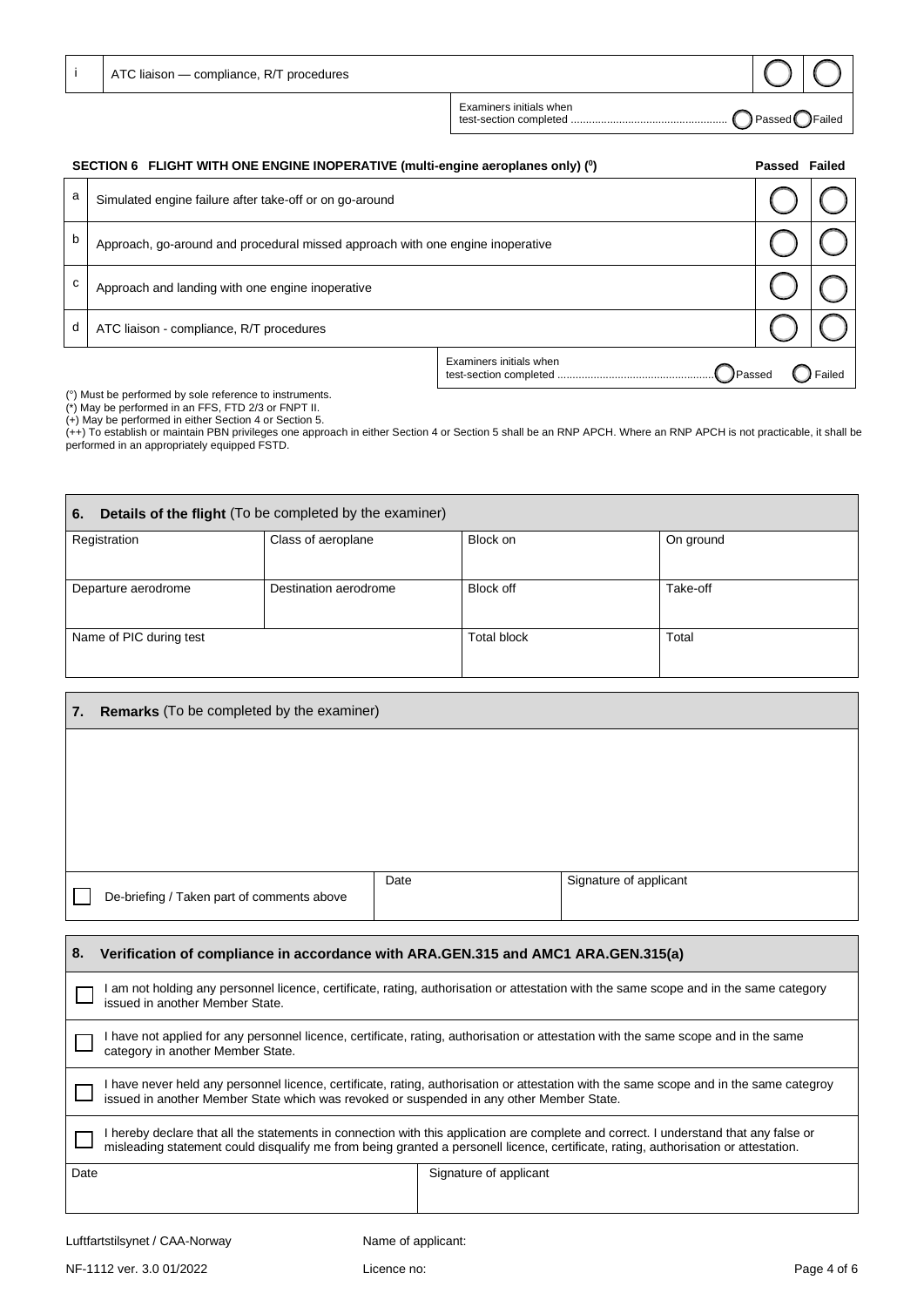| | | Passed | Failed |
|---|---|---|---|
| i | ATC liaison — compliance, R/T procedures | ◯ | ◯ |

Examiners initials when test-section completed .................................................. ◯ Passed ◯ Failed

### SECTION 6 FLIGHT WITH ONE ENGINE INOPERATIVE (multi-engine aeroplanes only) (⁰)

| | | Passed | Failed |
|---|---|---|---|
| a | Simulated engine failure after take-off or on go-around | ◯ | ◯ |
| b | Approach, go-around and procedural missed approach with one engine inoperative | ◯ | ◯ |
| c | Approach and landing with one engine inoperative | ◯ | ◯ |
| d | ATC liaison - compliance, R/T procedures | ◯ | ◯ |

Examiners initials when test-section completed .................................................. ◯ Passed ◯ Failed

(°) Must be performed by sole reference to instruments.
(*) May be performed in an FFS, FTD 2/3 or FNPT II.
(+) May be performed in either Section 4 or Section 5.
(++) To establish or maintain PBN privileges one approach in either Section 4 or Section 5 shall be an RNP APCH. Where an RNP APCH is not practicable, it shall be performed in an appropriately equipped FSTD.

## 6. Details of the flight (To be completed by the examiner)

| Registration | Class of aeroplane | Block on | On ground |
|---|---|---|---|
| Departure aerodrome | Destination aerodrome | Block off | Take-off |
| Name of PIC during test | | Total block | Total |

## 7. Remarks (To be completed by the examiner)

| | | |
|---|---|---|
| ☐ De-briefing / Taken part of comments above | Date | Signature of applicant |

## 8. Verification of compliance in accordance with ARA.GEN.315 and AMC1 ARA.GEN.315(a)

☐ I am not holding any personnel licence, certificate, rating, authorisation or attestation with the same scope and in the same category issued in another Member State.

☐ I have not applied for any personnel licence, certificate, rating, authorisation or attestation with the same scope and in the same category in another Member State.

☐ I have never held any personnel licence, certificate, rating, authorisation or attestation with the same scope and in the same categroy issued in another Member State which was revoked or suspended in any other Member State.

☐ I hereby declare that all the statements in connection with this application are complete and correct. I understand that any false or misleading statement could disqualify me from being granted a personell licence, certificate, rating, authorisation or attestation.

| Date | Signature of applicant |
|---|---|
| | |

Luftfartstilsynet / CAA-Norway

NF-1112 ver. 3.0 01/2022

Name of applicant:

Licence no: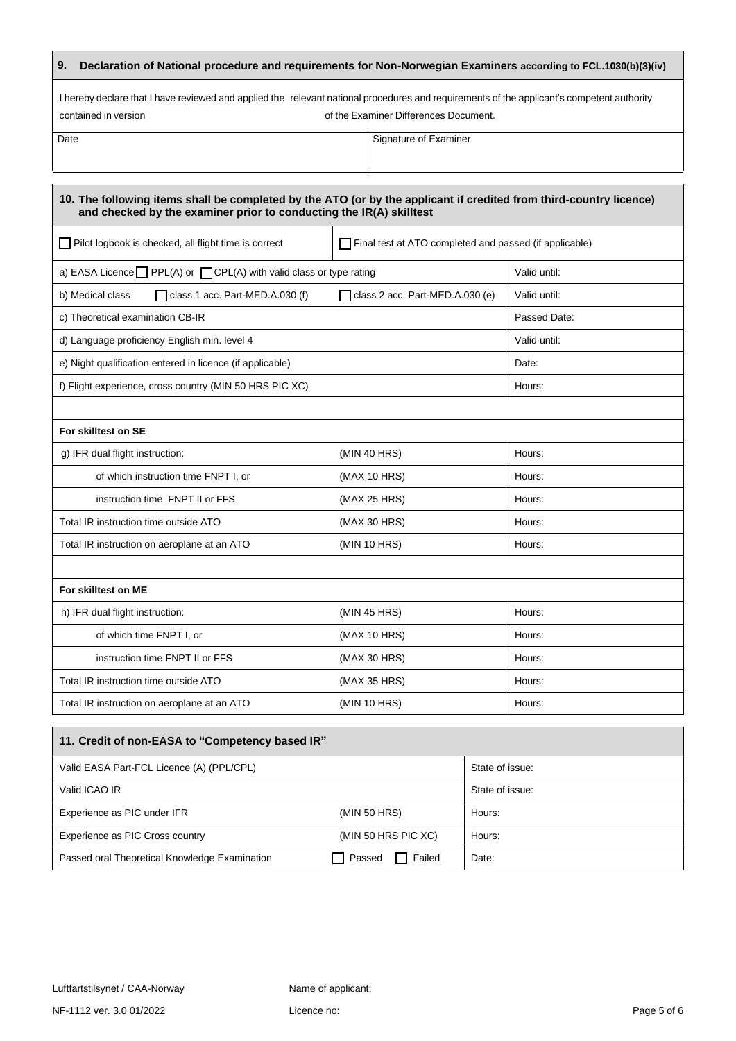## 9. Declaration of National procedure and requirements for Non-Norwegian Examiners according to FCL.1030(b)(3)(iv)

I hereby declare that I have reviewed and applied the relevant national procedures and requirements of the applicant's competent authority contained in version                                        of the Examiner Differences Document.

| Date | Signature of Examiner |
|---|---|
| | |

## 10. The following items shall be completed by the ATO (or by the applicant if credited from third-country licence) and checked by the examiner prior to conducting the IR(A) skilltest

| ☐ Pilot logbook is checked, all flight time is correct | ☐ Final test at ATO completed and passed (if applicable) | |
|---|---|---|
| a) EASA Licence ☐ PPL(A) or ☐ CPL(A) with valid class or type rating | | Valid until: |
| b) Medical class ☐ class 1 acc. Part-MED.A.030 (f) | ☐ class 2 acc. Part-MED.A.030 (e) | Valid until: |
| c) Theoretical examination CB-IR | | Passed Date: |
| d) Language proficiency English min. level 4 | | Valid until: |
| e) Night qualification entered in licence (if applicable) | | Date: |
| f) Flight experience, cross country (MIN 50 HRS PIC XC) | | Hours: |
| | | |
| **For skilltest on SE** | | |
| g) IFR dual flight instruction: | (MIN 40 HRS) | Hours: |
| of which instruction time FNPT I, or | (MAX 10 HRS) | Hours: |
| instruction time FNPT II or FFS | (MAX 25 HRS) | Hours: |
| Total IR instruction time outside ATO | (MAX 30 HRS) | Hours: |
| Total IR instruction on aeroplane at an ATO | (MIN 10 HRS) | Hours: |
| | | |
| **For skilltest on ME** | | |
| h) IFR dual flight instruction: | (MIN 45 HRS) | Hours: |
| of which time FNPT I, or | (MAX 10 HRS) | Hours: |
| instruction time FNPT II or FFS | (MAX 30 HRS) | Hours: |
| Total IR instruction time outside ATO | (MAX 35 HRS) | Hours: |
| Total IR instruction on aeroplane at an ATO | (MIN 10 HRS) | Hours: |

## 11. Credit of non-EASA to "Competency based IR"

| Valid EASA Part-FCL Licence (A) (PPL/CPL) | | State of issue: |
|---|---|---|
| Valid ICAO IR | | State of issue: |
| Experience as PIC under IFR | (MIN 50 HRS) | Hours: |
| Experience as PIC Cross country | (MIN 50 HRS PIC XC) | Hours: |
| Passed oral Theoretical Knowledge Examination | ☐ Passed ☐ Failed | Date: |

Luftfartstilsynet / CAA-Norway                Name of applicant:

NF-1112 ver. 3.0 01/2022                Licence no: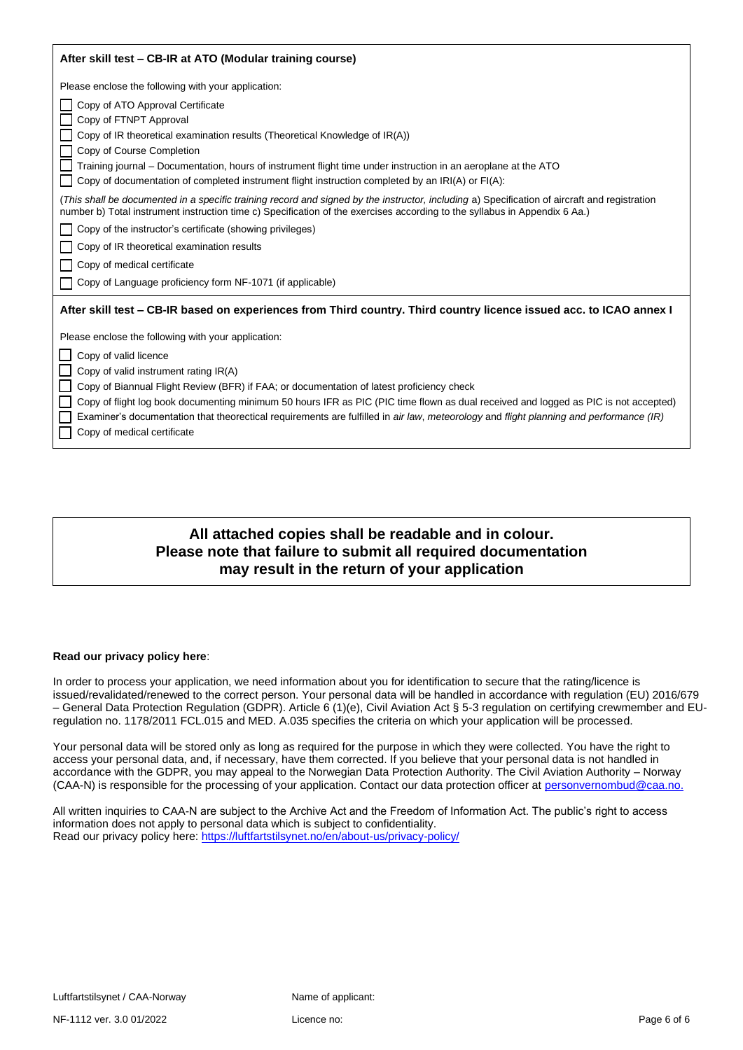### After skill test – CB-IR at ATO (Modular training course)

Please enclose the following with your application:

- ☐ Copy of ATO Approval Certificate
- ☐ Copy of FTNPT Approval
- ☐ Copy of IR theoretical examination results (Theoretical Knowledge of IR(A))
- ☐ Copy of Course Completion
- ☐ Training journal – Documentation, hours of instrument flight time under instruction in an aeroplane at the ATO
- ☐ Copy of documentation of completed instrument flight instruction completed by an IRI(A) or FI(A):

(*This shall be documented in a specific training record and signed by the instructor, including* a) Specification of aircraft and registration number b) Total instrument instruction time c) Specification of the exercises according to the syllabus in Appendix 6 Aa.)

- ☐ Copy of the instructor's certificate (showing privileges)
- ☐ Copy of IR theoretical examination results
- ☐ Copy of medical certificate
- ☐ Copy of Language proficiency form NF-1071 (if applicable)

### After skill test – CB-IR based on experiences from Third country. Third country licence issued acc. to ICAO annex I

Please enclose the following with your application:

- ☐ Copy of valid licence
- ☐ Copy of valid instrument rating IR(A)
- ☐ Copy of Biannual Flight Review (BFR) if FAA; or documentation of latest proficiency check
- ☐ Copy of flight log book documenting minimum 50 hours IFR as PIC (PIC time flown as dual received and logged as PIC is not accepted)
- ☐ Examiner's documentation that theorectical requirements are fulfilled in *air law*, *meteorology* and *flight planning and performance (IR)*
- ☐ Copy of medical certificate

**All attached copies shall be readable and in colour.**
**Please note that failure to submit all required documentation may result in the return of your application**

**Read our privacy policy here**:

In order to process your application, we need information about you for identification to secure that the rating/licence is issued/revalidated/renewed to the correct person. Your personal data will be handled in accordance with regulation (EU) 2016/679 – General Data Protection Regulation (GDPR). Article 6 (1)(e), Civil Aviation Act § 5-3 regulation on certifying crewmember and EU-regulation no. 1178/2011 FCL.015 and MED. A.035 specifies the criteria on which your application will be processed.

Your personal data will be stored only as long as required for the purpose in which they were collected. You have the right to access your personal data, and, if necessary, have them corrected. If you believe that your personal data is not handled in accordance with the GDPR, you may appeal to the Norwegian Data Protection Authority. The Civil Aviation Authority – Norway (CAA-N) is responsible for the processing of your application. Contact our data protection officer at personvernombud@caa.no.

All written inquiries to CAA-N are subject to the Archive Act and the Freedom of Information Act. The public's right to access information does not apply to personal data which is subject to confidentiality.
Read our privacy policy here: https://luftfartstilsynet.no/en/about-us/privacy-policy/

Name of applicant:

Licence no: